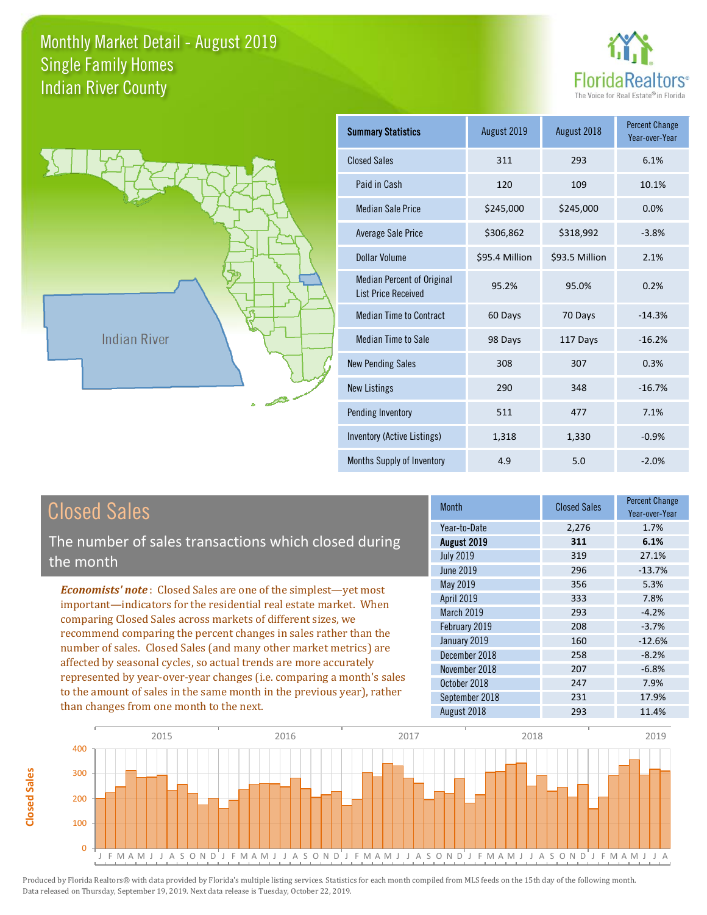# Monthly Market Detail - August 2019
## Single Family Homes
## Indian River County

FloridaRealtors®
The Voice for Real Estate® in Florida

Indian River

| Summary Statistics | August 2019 | August 2018 | Percent Change Year-over-Year |
|---|---|---|---|
| Closed Sales | 311 | 293 | 6.1% |
| Paid in Cash | 120 | 109 | 10.1% |
| Median Sale Price | $245,000 | $245,000 | 0.0% |
| Average Sale Price | $306,862 | $318,992 | -3.8% |
| Dollar Volume | $95.4 Million | $93.5 Million | 2.1% |
| Median Percent of Original List Price Received | 95.2% | 95.0% | 0.2% |
| Median Time to Contract | 60 Days | 70 Days | -14.3% |
| Median Time to Sale | 98 Days | 117 Days | -16.2% |
| New Pending Sales | 308 | 307 | 0.3% |
| New Listings | 290 | 348 | -16.7% |
| Pending Inventory | 511 | 477 | 7.1% |
| Inventory (Active Listings) | 1,318 | 1,330 | -0.9% |
| Months Supply of Inventory | 4.9 | 5.0 | -2.0% |

## Closed Sales

The number of sales transactions which closed during the month

***Economists' note***: Closed Sales are one of the simplest—yet most important—indicators for the residential real estate market. When comparing Closed Sales across markets of different sizes, we recommend comparing the percent changes in sales rather than the number of sales. Closed Sales (and many other market metrics) are affected by seasonal cycles, so actual trends are more accurately represented by year-over-year changes (i.e. comparing a month's sales to the amount of sales in the same month in the previous year), rather than changes from one month to the next.

| Month | Closed Sales | Percent Change Year-over-Year |
|---|---|---|
| Year-to-Date | 2,276 | 1.7% |
| **August 2019** | **311** | **6.1%** |
| July 2019 | 319 | 27.1% |
| June 2019 | 296 | -13.7% |
| May 2019 | 356 | 5.3% |
| April 2019 | 333 | 7.8% |
| March 2019 | 293 | -4.2% |
| February 2019 | 208 | -3.7% |
| January 2019 | 160 | -12.6% |
| December 2018 | 258 | -8.2% |
| November 2018 | 207 | -6.8% |
| October 2018 | 247 | 7.9% |
| September 2018 | 231 | 17.9% |
| August 2018 | 293 | 11.4% |

Produced by Florida Realtors® with data provided by Florida's multiple listing services. Statistics for each month compiled from MLS feeds on the 15th day of the following month. Data released on Thursday, September 19, 2019. Next data release is Tuesday, October 22, 2019.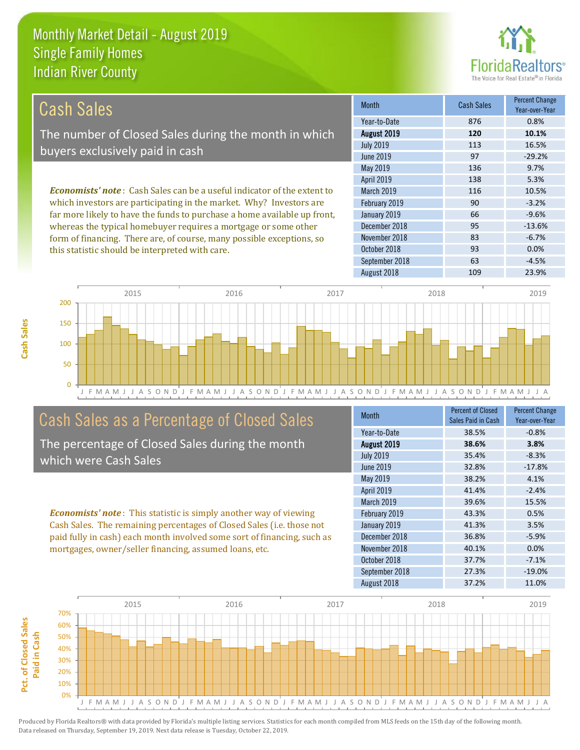# Monthly Market Detail - August 2019
## Single Family Homes
## Indian River County

## Cash Sales

The number of Closed Sales during the month in which buyers exclusively paid in cash

*Economists' note*: Cash Sales can be a useful indicator of the extent to which investors are participating in the market. Why? Investors are far more likely to have the funds to purchase a home available up front, whereas the typical homebuyer requires a mortgage or some other form of financing. There are, of course, many possible exceptions, so this statistic should be interpreted with care.

| Month | Cash Sales | Percent Change Year-over-Year |
|---|---|---|
| Year-to-Date | 876 | 0.8% |
| **August 2019** | **120** | **10.1%** |
| July 2019 | 113 | 16.5% |
| June 2019 | 97 | -29.2% |
| May 2019 | 136 | 9.7% |
| April 2019 | 138 | 5.3% |
| March 2019 | 116 | 10.5% |
| February 2019 | 90 | -3.2% |
| January 2019 | 66 | -9.6% |
| December 2018 | 95 | -13.6% |
| November 2018 | 83 | -6.7% |
| October 2018 | 93 | 0.0% |
| September 2018 | 63 | -4.5% |
| August 2018 | 109 | 23.9% |

## Cash Sales as a Percentage of Closed Sales

The percentage of Closed Sales during the month which were Cash Sales

*Economists' note*: This statistic is simply another way of viewing Cash Sales. The remaining percentages of Closed Sales (i.e. those not paid fully in cash) each month involved some sort of financing, such as mortgages, owner/seller financing, assumed loans, etc.

| Month | Percent of Closed Sales Paid in Cash | Percent Change Year-over-Year |
|---|---|---|
| Year-to-Date | 38.5% | -0.8% |
| **August 2019** | **38.6%** | **3.8%** |
| July 2019 | 35.4% | -8.3% |
| June 2019 | 32.8% | -17.8% |
| May 2019 | 38.2% | 4.1% |
| April 2019 | 41.4% | -2.4% |
| March 2019 | 39.6% | 15.5% |
| February 2019 | 43.3% | 0.5% |
| January 2019 | 41.3% | 3.5% |
| December 2018 | 36.8% | -5.9% |
| November 2018 | 40.1% | 0.0% |
| October 2018 | 37.7% | -7.1% |
| September 2018 | 27.3% | -19.0% |
| August 2018 | 37.2% | 11.0% |

Produced by Florida Realtors® with data provided by Florida's multiple listing services. Statistics for each month compiled from MLS feeds on the 15th day of the following month. Data released on Thursday, September 19, 2019. Next data release is Tuesday, October 22, 2019.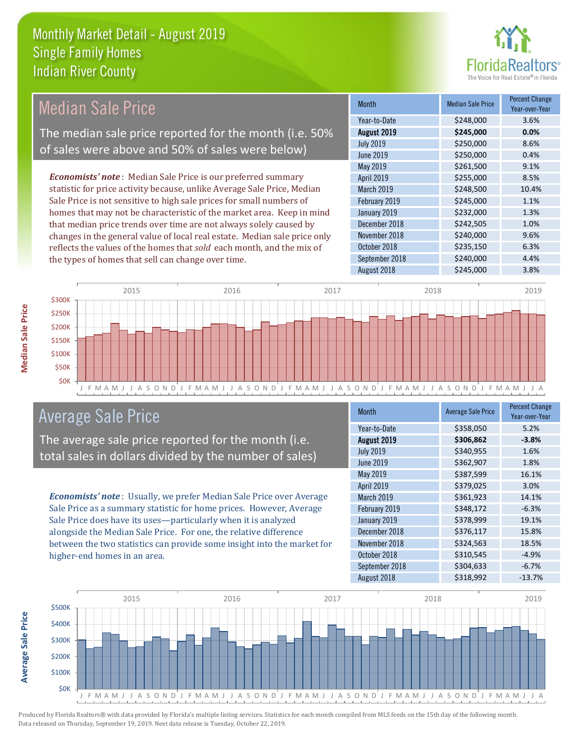# Monthly Market Detail - August 2019
## Single Family Homes
## Indian River County

FloridaRealtors® The Voice for Real Estate® in Florida

## Median Sale Price

The median sale price reported for the month (i.e. 50% of sales were above and 50% of sales were below)

*Economists' note*: Median Sale Price is our preferred summary statistic for price activity because, unlike Average Sale Price, Median Sale Price is not sensitive to high sale prices for small numbers of homes that may not be characteristic of the market area. Keep in mind that median price trends over time are not always solely caused by changes in the general value of local real estate. Median sale price only reflects the values of the homes that *sold* each month, and the mix of the types of homes that sell can change over time.

| Month | Median Sale Price | Percent Change Year-over-Year |
|---|---|---|
| Year-to-Date | $248,000 | 3.6% |
| **August 2019** | **$245,000** | **0.0%** |
| July 2019 | $250,000 | 8.6% |
| June 2019 | $250,000 | 0.4% |
| May 2019 | $261,500 | 9.1% |
| April 2019 | $255,000 | 8.5% |
| March 2019 | $248,500 | 10.4% |
| February 2019 | $245,000 | 1.1% |
| January 2019 | $232,000 | 1.3% |
| December 2018 | $242,505 | 1.0% |
| November 2018 | $240,000 | 9.6% |
| October 2018 | $235,150 | 6.3% |
| September 2018 | $240,000 | 4.4% |
| August 2018 | $245,000 | 3.8% |

## Average Sale Price

The average sale price reported for the month (i.e. total sales in dollars divided by the number of sales)

*Economists' note*: Usually, we prefer Median Sale Price over Average Sale Price as a summary statistic for home prices. However, Average Sale Price does have its uses—particularly when it is analyzed alongside the Median Sale Price. For one, the relative difference between the two statistics can provide some insight into the market for higher-end homes in an area.

| Month | Average Sale Price | Percent Change Year-over-Year |
|---|---|---|
| Year-to-Date | $358,050 | 5.2% |
| **August 2019** | **$306,862** | **-3.8%** |
| July 2019 | $340,955 | 1.6% |
| June 2019 | $362,907 | 1.8% |
| May 2019 | $387,599 | 16.1% |
| April 2019 | $379,025 | 3.0% |
| March 2019 | $361,923 | 14.1% |
| February 2019 | $348,172 | -6.3% |
| January 2019 | $378,999 | 19.1% |
| December 2018 | $376,117 | 15.8% |
| November 2018 | $324,563 | 18.5% |
| October 2018 | $310,545 | -4.9% |
| September 2018 | $304,633 | -6.7% |
| August 2018 | $318,992 | -13.7% |

Produced by Florida Realtors® with data provided by Florida's multiple listing services. Statistics for each month compiled from MLS feeds on the 15th day of the following month. Data released on Thursday, September 19, 2019. Next data release is Tuesday, October 22, 2019.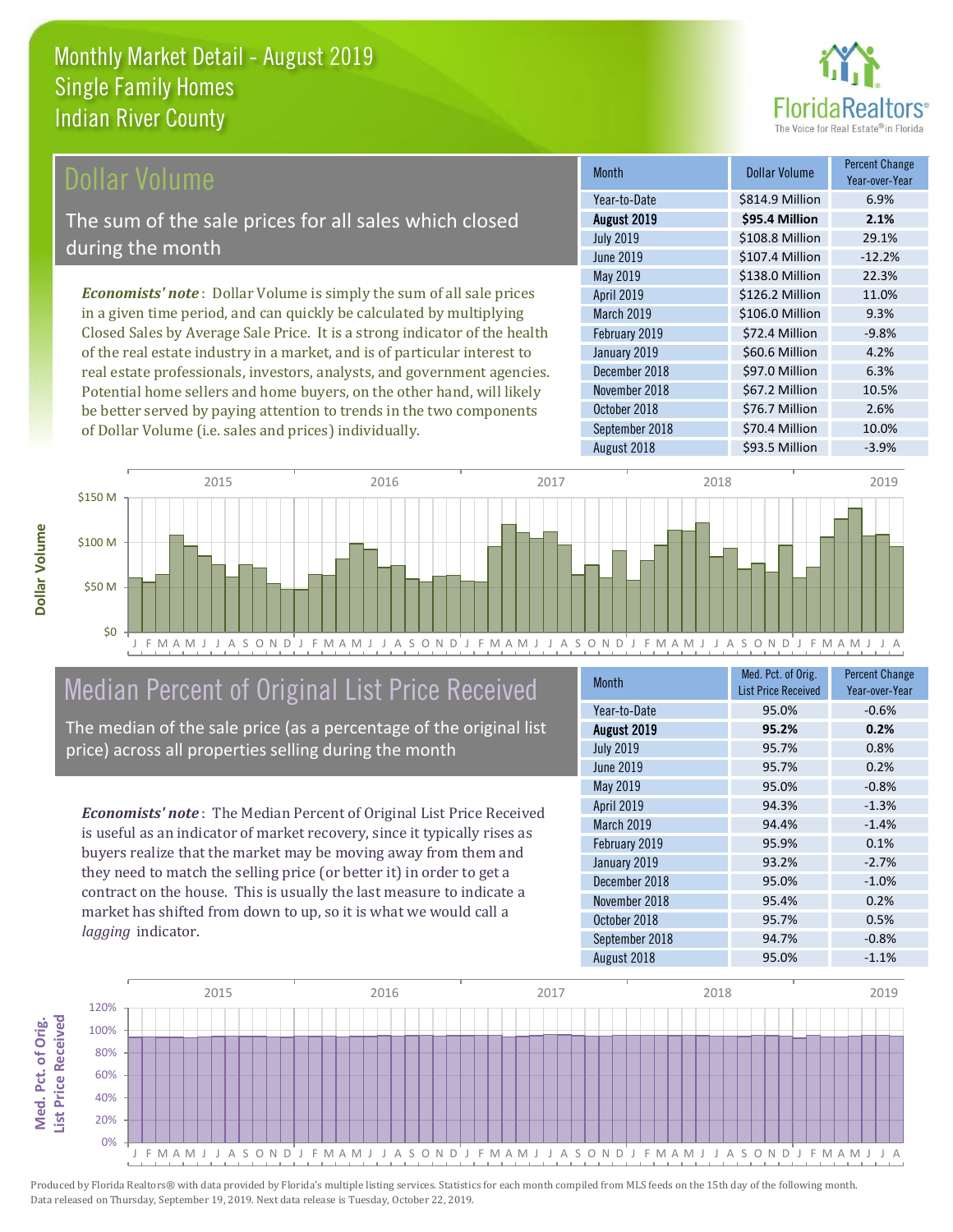# Monthly Market Detail - August 2019
## Single Family Homes
## Indian River County

## Dollar Volume

The sum of the sale prices for all sales which closed during the month

*Economists' note*: Dollar Volume is simply the sum of all sale prices in a given time period, and can quickly be calculated by multiplying Closed Sales by Average Sale Price. It is a strong indicator of the health of the real estate industry in a market, and is of particular interest to real estate professionals, investors, analysts, and government agencies. Potential home sellers and home buyers, on the other hand, will likely be better served by paying attention to trends in the two components of Dollar Volume (i.e. sales and prices) individually.

| Month | Dollar Volume | Percent Change Year-over-Year |
|---|---|---|
| Year-to-Date | $814.9 Million | 6.9% |
| **August 2019** | **$95.4 Million** | **2.1%** |
| July 2019 | $108.8 Million | 29.1% |
| June 2019 | $107.4 Million | -12.2% |
| May 2019 | $138.0 Million | 22.3% |
| April 2019 | $126.2 Million | 11.0% |
| March 2019 | $106.0 Million | 9.3% |
| February 2019 | $72.4 Million | -9.8% |
| January 2019 | $60.6 Million | 4.2% |
| December 2018 | $97.0 Million | 6.3% |
| November 2018 | $67.2 Million | 10.5% |
| October 2018 | $76.7 Million | 2.6% |
| September 2018 | $70.4 Million | 10.0% |
| August 2018 | $93.5 Million | -3.9% |

## Median Percent of Original List Price Received

The median of the sale price (as a percentage of the original list price) across all properties selling during the month

*Economists' note*: The Median Percent of Original List Price Received is useful as an indicator of market recovery, since it typically rises as buyers realize that the market may be moving away from them and they need to match the selling price (or better it) in order to get a contract on the house. This is usually the last measure to indicate a market has shifted from down to up, so it is what we would call a *lagging* indicator.

| Month | Med. Pct. of Orig. List Price Received | Percent Change Year-over-Year |
|---|---|---|
| Year-to-Date | 95.0% | -0.6% |
| **August 2019** | **95.2%** | **0.2%** |
| July 2019 | 95.7% | 0.8% |
| June 2019 | 95.7% | 0.2% |
| May 2019 | 95.0% | -0.8% |
| April 2019 | 94.3% | -1.3% |
| March 2019 | 94.4% | -1.4% |
| February 2019 | 95.9% | 0.1% |
| January 2019 | 93.2% | -2.7% |
| December 2018 | 95.0% | -1.0% |
| November 2018 | 95.4% | 0.2% |
| October 2018 | 95.7% | 0.5% |
| September 2018 | 94.7% | -0.8% |
| August 2018 | 95.0% | -1.1% |

Produced by Florida Realtors® with data provided by Florida's multiple listing services. Statistics for each month compiled from MLS feeds on the 15th day of the following month. Data released on Thursday, September 19, 2019. Next data release is Tuesday, October 22, 2019.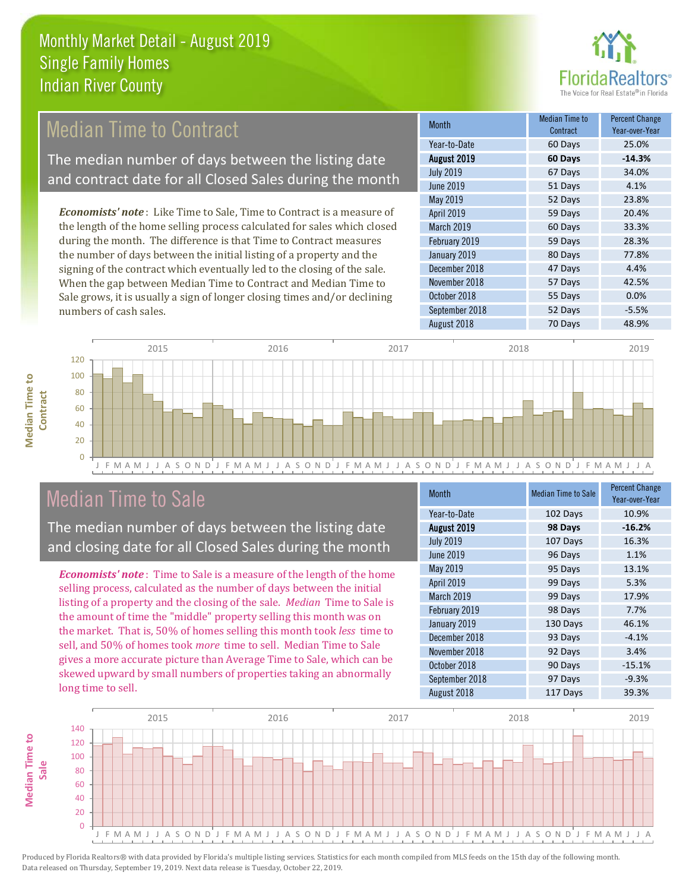# Monthly Market Detail - August 2019
## Single Family Homes
## Indian River County

## Median Time to Contract

The median number of days between the listing date and contract date for all Closed Sales during the month

*Economists' note*: Like Time to Sale, Time to Contract is a measure of the length of the home selling process calculated for sales which closed during the month. The difference is that Time to Contract measures the number of days between the initial listing of a property and the signing of the contract which eventually led to the closing of the sale. When the gap between Median Time to Contract and Median Time to Sale grows, it is usually a sign of longer closing times and/or declining numbers of cash sales.

| Month | Median Time to Contract | Percent Change Year-over-Year |
|---|---|---|
| Year-to-Date | 60 Days | 25.0% |
| **August 2019** | **60 Days** | **-14.3%** |
| July 2019 | 67 Days | 34.0% |
| June 2019 | 51 Days | 4.1% |
| May 2019 | 52 Days | 23.8% |
| April 2019 | 59 Days | 20.4% |
| March 2019 | 60 Days | 33.3% |
| February 2019 | 59 Days | 28.3% |
| January 2019 | 80 Days | 77.8% |
| December 2018 | 47 Days | 4.4% |
| November 2018 | 57 Days | 42.5% |
| October 2018 | 55 Days | 0.0% |
| September 2018 | 52 Days | -5.5% |
| August 2018 | 70 Days | 48.9% |

## Median Time to Sale

The median number of days between the listing date and closing date for all Closed Sales during the month

*Economists' note*: Time to Sale is a measure of the length of the home selling process, calculated as the number of days between the initial listing of a property and the closing of the sale. *Median* Time to Sale is the amount of time the "middle" property selling this month was on the market. That is, 50% of homes selling this month took *less* time to sell, and 50% of homes took *more* time to sell. Median Time to Sale gives a more accurate picture than Average Time to Sale, which can be skewed upward by small numbers of properties taking an abnormally long time to sell.

| Month | Median Time to Sale | Percent Change Year-over-Year |
|---|---|---|
| Year-to-Date | 102 Days | 10.9% |
| **August 2019** | **98 Days** | **-16.2%** |
| July 2019 | 107 Days | 16.3% |
| June 2019 | 96 Days | 1.1% |
| May 2019 | 95 Days | 13.1% |
| April 2019 | 99 Days | 5.3% |
| March 2019 | 99 Days | 17.9% |
| February 2019 | 98 Days | 7.7% |
| January 2019 | 130 Days | 46.1% |
| December 2018 | 93 Days | -4.1% |
| November 2018 | 92 Days | 3.4% |
| October 2018 | 90 Days | -15.1% |
| September 2018 | 97 Days | -9.3% |
| August 2018 | 117 Days | 39.3% |

Produced by Florida Realtors® with data provided by Florida's multiple listing services. Statistics for each month compiled from MLS feeds on the 15th day of the following month. Data released on Thursday, September 19, 2019. Next data release is Tuesday, October 22, 2019.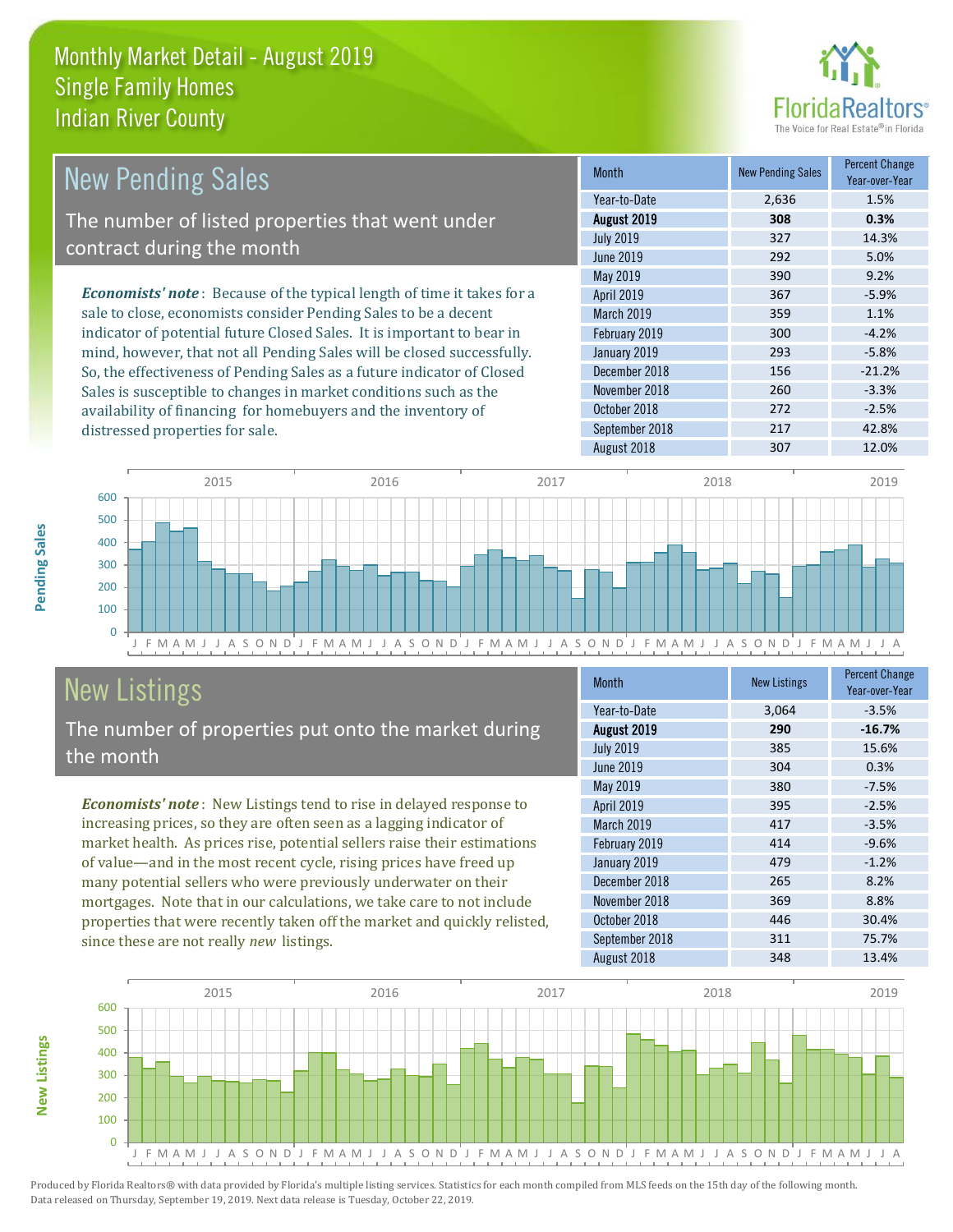# Monthly Market Detail - August 2019
## Single Family Homes
## Indian River County

## New Pending Sales

The number of listed properties that went under contract during the month

***Economists' note***: Because of the typical length of time it takes for a sale to close, economists consider Pending Sales to be a decent indicator of potential future Closed Sales. It is important to bear in mind, however, that not all Pending Sales will be closed successfully. So, the effectiveness of Pending Sales as a future indicator of Closed Sales is susceptible to changes in market conditions such as the availability of financing for homebuyers and the inventory of distressed properties for sale.

| Month | New Pending Sales | Percent Change Year-over-Year |
|---|---|---|
| Year-to-Date | 2,636 | 1.5% |
| **August 2019** | **308** | **0.3%** |
| July 2019 | 327 | 14.3% |
| June 2019 | 292 | 5.0% |
| May 2019 | 390 | 9.2% |
| April 2019 | 367 | -5.9% |
| March 2019 | 359 | 1.1% |
| February 2019 | 300 | -4.2% |
| January 2019 | 293 | -5.8% |
| December 2018 | 156 | -21.2% |
| November 2018 | 260 | -3.3% |
| October 2018 | 272 | -2.5% |
| September 2018 | 217 | 42.8% |
| August 2018 | 307 | 12.0% |

## New Listings

The number of properties put onto the market during the month

***Economists' note***: New Listings tend to rise in delayed response to increasing prices, so they are often seen as a lagging indicator of market health. As prices rise, potential sellers raise their estimations of value—and in the most recent cycle, rising prices have freed up many potential sellers who were previously underwater on their mortgages. Note that in our calculations, we take care to not include properties that were recently taken off the market and quickly relisted, since these are not really *new* listings.

| Month | New Listings | Percent Change Year-over-Year |
|---|---|---|
| Year-to-Date | 3,064 | -3.5% |
| **August 2019** | **290** | **-16.7%** |
| July 2019 | 385 | 15.6% |
| June 2019 | 304 | 0.3% |
| May 2019 | 380 | -7.5% |
| April 2019 | 395 | -2.5% |
| March 2019 | 417 | -3.5% |
| February 2019 | 414 | -9.6% |
| January 2019 | 479 | -1.2% |
| December 2018 | 265 | 8.2% |
| November 2018 | 369 | 8.8% |
| October 2018 | 446 | 30.4% |
| September 2018 | 311 | 75.7% |
| August 2018 | 348 | 13.4% |

Produced by Florida Realtors® with data provided by Florida's multiple listing services. Statistics for each month compiled from MLS feeds on the 15th day of the following month. Data released on Thursday, September 19, 2019. Next data release is Tuesday, October 22, 2019.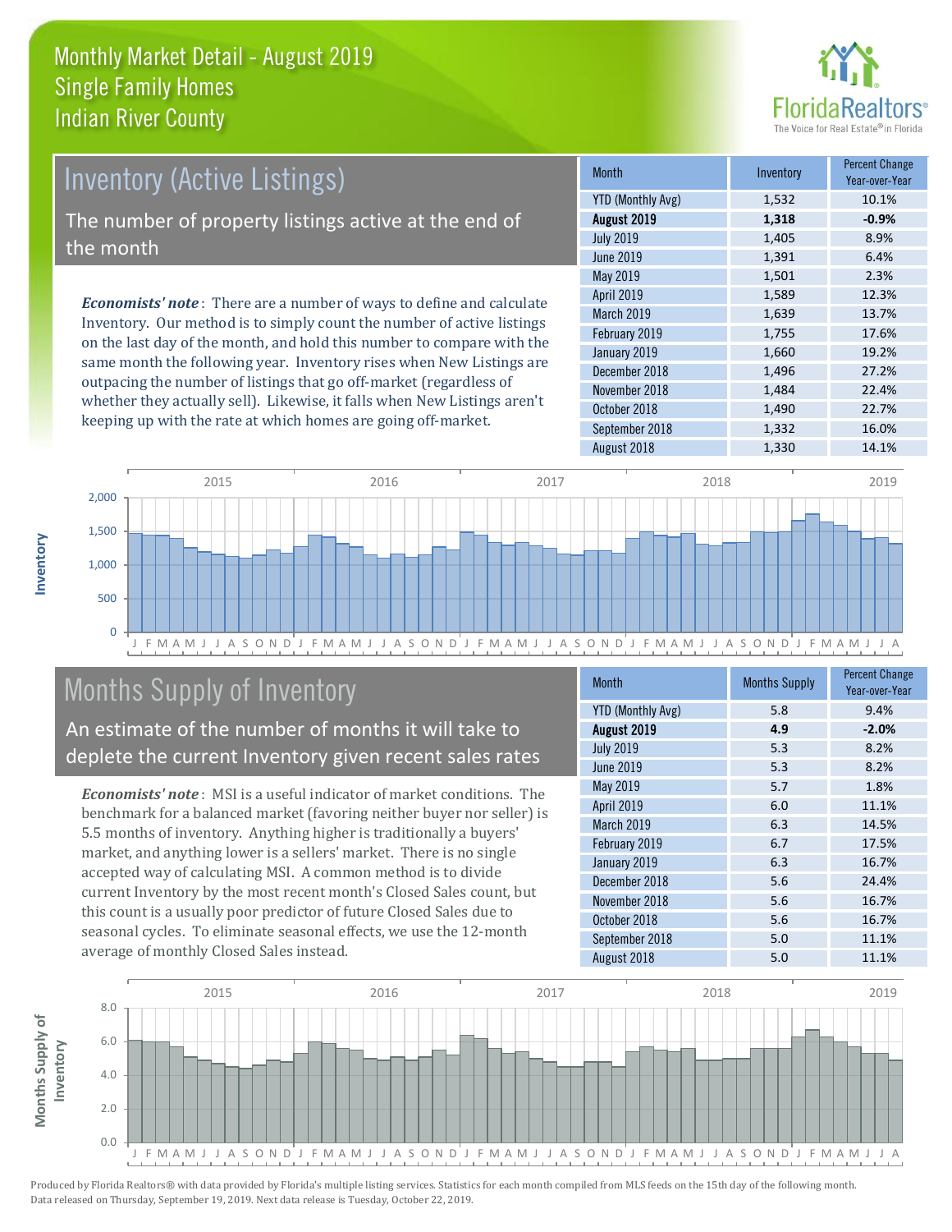# Monthly Market Detail - August 2019
## Single Family Homes
## Indian River County

## Inventory (Active Listings)

The number of property listings active at the end of the month

***Economists' note***: There are a number of ways to define and calculate Inventory. Our method is to simply count the number of active listings on the last day of the month, and hold this number to compare with the same month the following year. Inventory rises when New Listings are outpacing the number of listings that go off-market (regardless of whether they actually sell). Likewise, it falls when New Listings aren't keeping up with the rate at which homes are going off-market.

| Month | Inventory | Percent Change Year-over-Year |
|---|---|---|
| YTD (Monthly Avg) | 1,532 | 10.1% |
| **August 2019** | **1,318** | **-0.9%** |
| July 2019 | 1,405 | 8.9% |
| June 2019 | 1,391 | 6.4% |
| May 2019 | 1,501 | 2.3% |
| April 2019 | 1,589 | 12.3% |
| March 2019 | 1,639 | 13.7% |
| February 2019 | 1,755 | 17.6% |
| January 2019 | 1,660 | 19.2% |
| December 2018 | 1,496 | 27.2% |
| November 2018 | 1,484 | 22.4% |
| October 2018 | 1,490 | 22.7% |
| September 2018 | 1,332 | 16.0% |
| August 2018 | 1,330 | 14.1% |

## Months Supply of Inventory

An estimate of the number of months it will take to deplete the current Inventory given recent sales rates

***Economists' note***: MSI is a useful indicator of market conditions. The benchmark for a balanced market (favoring neither buyer nor seller) is 5.5 months of inventory. Anything higher is traditionally a buyers' market, and anything lower is a sellers' market. There is no single accepted way of calculating MSI. A common method is to divide current Inventory by the most recent month's Closed Sales count, but this count is a usually poor predictor of future Closed Sales due to seasonal cycles. To eliminate seasonal effects, we use the 12-month average of monthly Closed Sales instead.

| Month | Months Supply | Percent Change Year-over-Year |
|---|---|---|
| YTD (Monthly Avg) | 5.8 | 9.4% |
| **August 2019** | **4.9** | **-2.0%** |
| July 2019 | 5.3 | 8.2% |
| June 2019 | 5.3 | 8.2% |
| May 2019 | 5.7 | 1.8% |
| April 2019 | 6.0 | 11.1% |
| March 2019 | 6.3 | 14.5% |
| February 2019 | 6.7 | 17.5% |
| January 2019 | 6.3 | 16.7% |
| December 2018 | 5.6 | 24.4% |
| November 2018 | 5.6 | 16.7% |
| October 2018 | 5.6 | 16.7% |
| September 2018 | 5.0 | 11.1% |
| August 2018 | 5.0 | 11.1% |

Produced by Florida Realtors® with data provided by Florida's multiple listing services. Statistics for each month compiled from MLS feeds on the 15th day of the following month. Data released on Thursday, September 19, 2019. Next data release is Tuesday, October 22, 2019.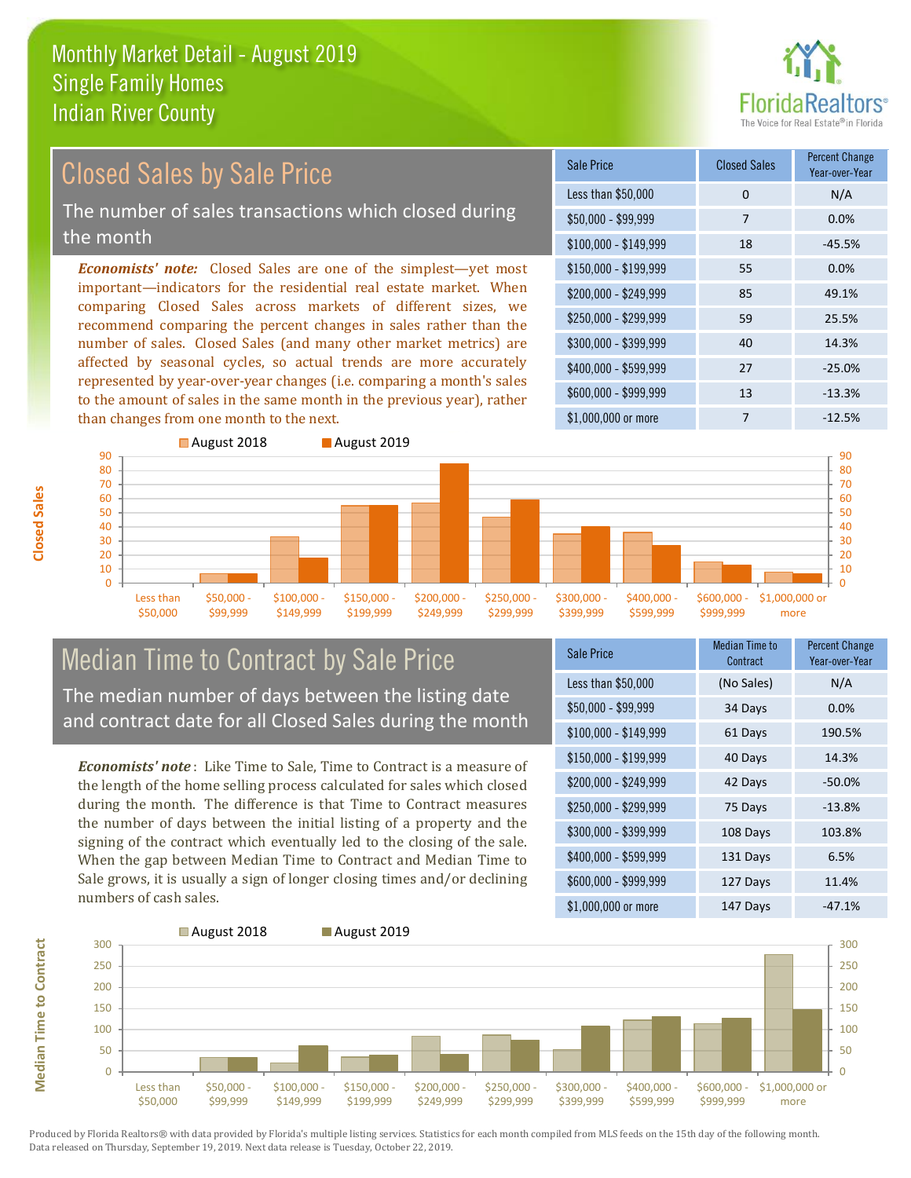# Monthly Market Detail - August 2019
## Single Family Homes
## Indian River County

## Closed Sales by Sale Price

The number of sales transactions which closed during the month

***Economists' note:*** Closed Sales are one of the simplest—yet most important—indicators for the residential real estate market. When comparing Closed Sales across markets of different sizes, we recommend comparing the percent changes in sales rather than the number of sales. Closed Sales (and many other market metrics) are affected by seasonal cycles, so actual trends are more accurately represented by year-over-year changes (i.e. comparing a month's sales to the amount of sales in the same month in the previous year), rather than changes from one month to the next.

| Sale Price | Closed Sales | Percent Change Year-over-Year |
|---|---|---|
| Less than $50,000 | 0 | N/A |
| $50,000 - $99,999 | 7 | 0.0% |
| $100,000 - $149,999 | 18 | -45.5% |
| $150,000 - $199,999 | 55 | 0.0% |
| $200,000 - $249,999 | 85 | 49.1% |
| $250,000 - $299,999 | 59 | 25.5% |
| $300,000 - $399,999 | 40 | 14.3% |
| $400,000 - $599,999 | 27 | -25.0% |
| $600,000 - $999,999 | 13 | -13.3% |
| $1,000,000 or more | 7 | -12.5% |

## Median Time to Contract by Sale Price

The median number of days between the listing date and contract date for all Closed Sales during the month

***Economists' note***: Like Time to Sale, Time to Contract is a measure of the length of the home selling process calculated for sales which closed during the month. The difference is that Time to Contract measures the number of days between the initial listing of a property and the signing of the contract which eventually led to the closing of the sale. When the gap between Median Time to Contract and Median Time to Sale grows, it is usually a sign of longer closing times and/or declining numbers of cash sales.

| Sale Price | Median Time to Contract | Percent Change Year-over-Year |
|---|---|---|
| Less than $50,000 | (No Sales) | N/A |
| $50,000 - $99,999 | 34 Days | 0.0% |
| $100,000 - $149,999 | 61 Days | 190.5% |
| $150,000 - $199,999 | 40 Days | 14.3% |
| $200,000 - $249,999 | 42 Days | -50.0% |
| $250,000 - $299,999 | 75 Days | -13.8% |
| $300,000 - $399,999 | 108 Days | 103.8% |
| $400,000 - $599,999 | 131 Days | 6.5% |
| $600,000 - $999,999 | 127 Days | 11.4% |
| $1,000,000 or more | 147 Days | -47.1% |

Produced by Florida Realtors® with data provided by Florida's multiple listing services. Statistics for each month compiled from MLS feeds on the 15th day of the following month. Data released on Thursday, September 19, 2019. Next data release is Tuesday, October 22, 2019.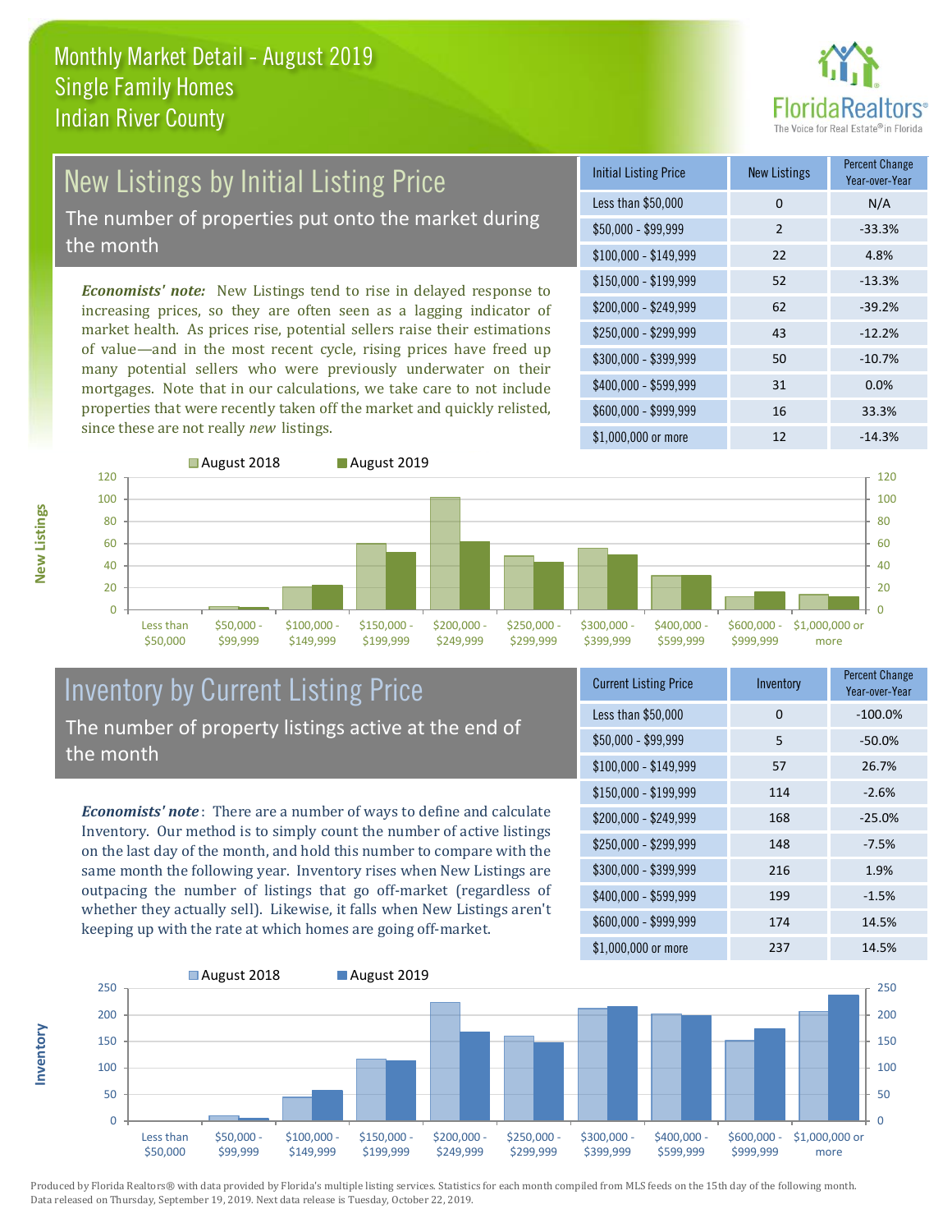# Monthly Market Detail - August 2019
## Single Family Homes
## Indian River County

## New Listings by Initial Listing Price

The number of properties put onto the market during the month

*Economists' note:* New Listings tend to rise in delayed response to increasing prices, so they are often seen as a lagging indicator of market health. As prices rise, potential sellers raise their estimations of value—and in the most recent cycle, rising prices have freed up many potential sellers who were previously underwater on their mortgages. Note that in our calculations, we take care to not include properties that were recently taken off the market and quickly relisted, since these are not really *new* listings.

| Initial Listing Price | New Listings | Percent Change Year-over-Year |
|---|---|---|
| Less than $50,000 | 0 | N/A |
| $50,000 - $99,999 | 2 | -33.3% |
| $100,000 - $149,999 | 22 | 4.8% |
| $150,000 - $199,999 | 52 | -13.3% |
| $200,000 - $249,999 | 62 | -39.2% |
| $250,000 - $299,999 | 43 | -12.2% |
| $300,000 - $399,999 | 50 | -10.7% |
| $400,000 - $599,999 | 31 | 0.0% |
| $600,000 - $999,999 | 16 | 33.3% |
| $1,000,000 or more | 12 | -14.3% |

## Inventory by Current Listing Price

The number of property listings active at the end of the month

*Economists' note*: There are a number of ways to define and calculate Inventory. Our method is to simply count the number of active listings on the last day of the month, and hold this number to compare with the same month the following year. Inventory rises when New Listings are outpacing the number of listings that go off-market (regardless of whether they actually sell). Likewise, it falls when New Listings aren't keeping up with the rate at which homes are going off-market.

| Current Listing Price | Inventory | Percent Change Year-over-Year |
|---|---|---|
| Less than $50,000 | 0 | -100.0% |
| $50,000 - $99,999 | 5 | -50.0% |
| $100,000 - $149,999 | 57 | 26.7% |
| $150,000 - $199,999 | 114 | -2.6% |
| $200,000 - $249,999 | 168 | -25.0% |
| $250,000 - $299,999 | 148 | -7.5% |
| $300,000 - $399,999 | 216 | 1.9% |
| $400,000 - $599,999 | 199 | -1.5% |
| $600,000 - $999,999 | 174 | 14.5% |
| $1,000,000 or more | 237 | 14.5% |

Produced by Florida Realtors® with data provided by Florida's multiple listing services. Statistics for each month compiled from MLS feeds on the 15th day of the following month. Data released on Thursday, September 19, 2019. Next data release is Tuesday, October 22, 2019.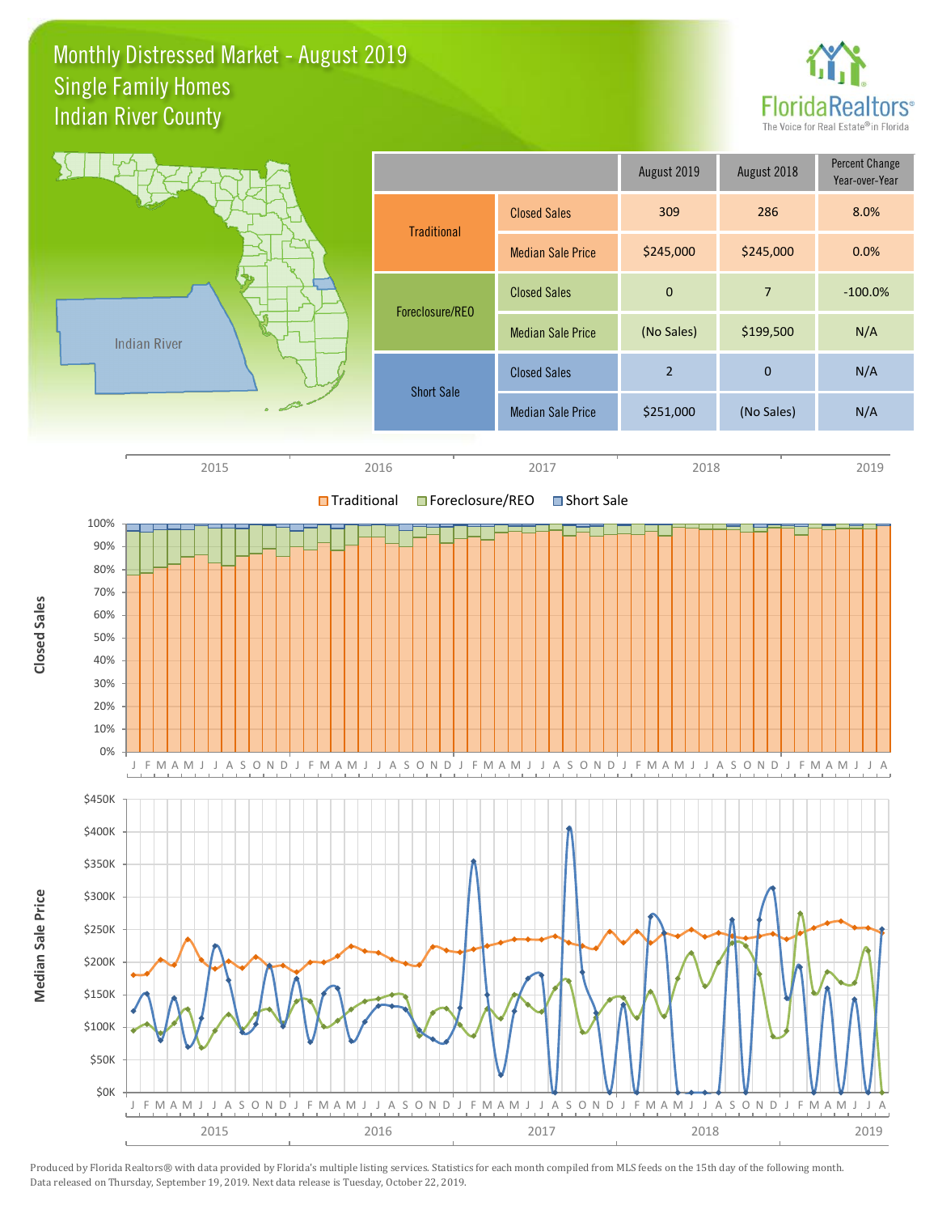# Monthly Distressed Market - August 2019
## Single Family Homes
## Indian River County

FloridaRealtors® The Voice for Real Estate® in Florida

Indian River

| | | August 2019 | August 2018 | Percent Change Year-over-Year |
|---|---|---|---|---|
| Traditional | Closed Sales | 309 | 286 | 8.0% |
| | Median Sale Price | $245,000 | $245,000 | 0.0% |
| Foreclosure/REO | Closed Sales | 0 | 7 | -100.0% |
| | Median Sale Price | (No Sales) | $199,500 | N/A |
| Short Sale | Closed Sales | 2 | 0 | N/A |
| | Median Sale Price | $251,000 | (No Sales) | N/A |

2015 2016 2017 2018 2019

Traditional Foreclosure/REO Short Sale

Closed Sales

100% 90% 80% 70% 60% 50% 40% 30% 20% 10% 0%

J F M A M J J A S O N D J F M A M J J A S O N D J F M A M J J A S O N D J F M A M J J A S O N D J F M A M J J A

Median Sale Price

$450K $400K $350K $300K $250K $200K $150K $100K $50K $0K

J F M A M J J A S O N D J F M A M J J A S O N D J F M A M J J A S O N D J F M A M J J A S O N D J F M A M J J A

2015 2016 2017 2018 2019

Produced by Florida Realtors® with data provided by Florida's multiple listing services. Statistics for each month compiled from MLS feeds on the 15th day of the following month. Data released on Thursday, September 19, 2019. Next data release is Tuesday, October 22, 2019.